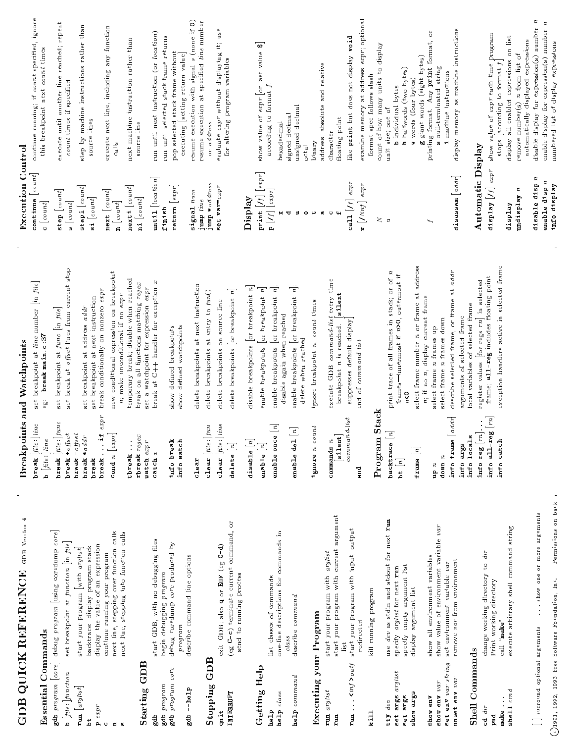# GDB QUICK REFERENCE

GDB Version 4

## Essential Commands

| | |
|---|---|
| **gdb** *program* [*core*] | debug *program* [using coredump *core*] |
| **b** [*file*:]*function* | set breakpoint at *function* [in *file*] |
| **run** [*arglist*] | start your program [with *arglist*] |
| **bt** | backtrace: display program stack |
| **p** *expr* | display the value of an expression |
| **c** | continue running your program |
| **n** | next line, stepping over function calls |
| **s** | next line, stepping into function calls |

## Starting GDB

| | |
|---|---|
| **gdb** | start GDB, with no debugging files |
| **gdb** *program* | begin debugging *program* |
| **gdb** *program core* | debug coredump *core* produced by *program* |
| **gdb --help** | describe command line options |

## Stopping GDB

| | |
|---|---|
| **quit** | exit GDB; also **q** or **EOF** (eg **C-d**) |
| INTERRUPT | (eg **C-c**) terminate current command, or send to running process |

## Getting Help

| | |
|---|---|
| **help** | list classes of commands |
| **help** *class* | one-line descriptions for commands in *class* |
| **help** *command* | describe *command* |

## Executing your Program

| | |
|---|---|
| **run** *arglist* | start your program with *arglist* |
| **run** | start your program with current argument list |
| **run** ... <*inf* >*outf* | start your program with input, output redirected |
| **kill** | kill running program |
| **tty** *dev* | use *dev* as stdin and stdout for next **run** |
| **set args** *arglist* | specify *arglist* for next **run** |
| **set args** | specify empty argument list |
| **show args** | display argument list |
| **show env** | show all environment variables |
| **show env** *var* | show value of environment variable *var* |
| **set env** *var string* | set environment variable *var* |
| **unset env** *var* | remove *var* from environment |

## Shell Commands

| | |
|---|---|
| **cd** *dir* | change working directory to *dir* |
| **pwd** | Print working directory |
| **make** ... | call "**make**" |
| **shell** *cmd* | execute arbitrary shell command string |

[ ] surround optional arguments ... show one or more arguments

©1991, 1992, 1993 Free Software Foundation, Inc. Permissions on back

## Breakpoints and Watchpoints

| | |
|---|---|
| **break** [*file*:]*line* | set breakpoint at *line* number [in *file*] |
| **b** [*file*:]*line* | eg: **break main.c:37** |
| **break** [*file*:]*func* | set breakpoint at *func* [in *file*] |
| **break** +*offset* | set break at *offset* lines from current stop |
| **break** -*offset* | |
| **break** \**addr* | set breakpoint at address *addr* |
| **break** | set breakpoint at next instruction |
| **break** ... **if** *expr* | break conditionally on nonzero *expr* |
| **cond** *n* [*expr*] | new conditional expression on breakpoint *n*; make unconditional if no *expr* |
| **tbreak** ... | temporary break; disable when reached |
| **rbreak** *regex* | break on all functions matching *regex* |
| **watch** *expr* | set a watchpoint for expression *expr* |
| **catch** *x* | break at C++ handler for exception *x* |
| **info break** | show defined breakpoints |
| **info watch** | show defined watchpoints |
| **clear** | delete breakpoints at next instruction |
| **clear** [*file*:]*fun* | delete breakpoints at entry to *fun*() |
| **clear** [*file*:]*line* | delete breakpoints on source line |
| **delete** [*n*] | delete breakpoints [or breakpoint *n*] |
| **disable** [*n*] | disable breakpoints [or breakpoint *n*] |
| **enable** [*n*] | enable breakpoints [or breakpoint *n*] |
| **enable once** [*n*] | enable breakpoints [or breakpoint *n*]; disable again when reached |
| **enable del** [*n*] | enable breakpoints [or breakpoint *n*]; delete when reached |
| **ignore** *n count* | ignore breakpoint *n*, *count* times |
| **commands** *n* [**silent**] *command-list* | execute GDB *command-list* every time breakpoint *n* is reached. [**silent** suppresses default display] |
| **end** | end of *command-list* |

## Program Stack

| | |
|---|---|
| **backtrace** [*n*] | print trace of all frames in stack; or of *n* frames—innermost if *n*>0, outermost if *n*<0 |
| **bt** [*n*] | |
| **frame** [*n*] | select frame number *n* or frame at address *n*; if no *n*, display current frame |
| **up** *n* | select frame *n* frames up |
| **down** *n* | select frame *n* frames down |
| **info frame** [*addr*] | describe selected frame, or frame at *addr* |
| **info args** | arguments of selected frame |
| **info locals** | local variables of selected frame |
| **info reg** [*rn*]... | register values [for regs *rn*] in selected frame; **all-reg** includes floating point |
| **info all-reg** [*rn*] | |
| **info catch** | exception handlers active in selected frame |

## Execution Control

| | |
|---|---|
| **continue** [*count*] | continue running; if *count* specified, ignore this breakpoint next *count* times |
| **c** [*count*] | |
| **step** [*count*] | execute until another line reached; repeat *count* times if specified |
| **s** [*count*] | |
| **stepi** [*count*] | step by machine instructions rather than source lines |
| **si** [*count*] | |
| **next** [*count*] | execute next line, including any function calls |
| **n** [*count*] | |
| **nexti** [*count*] | next machine instruction rather than source line |
| **ni** [*count*] | |
| **until** [*location*] | run until next instruction (or *location*) |
| **finish** | run until selected stack frame returns |
| **return** [*expr*] | pop selected stack frame without executing [setting return value] |
| **signal** *num* | resume execution with signal *s* (none if **0**) |
| **jump** *line* | resume execution at specified *line* number or *address* |
| **jump** \**address* | |
| **set var**=*expr* | evaluate *expr* without displaying it; use for altering program variables |

## Display

| | |
|---|---|
| **print** [/*f*] [*expr*] | show value of *expr* [or last value **$**] according to format *f*: |
| **p** [/*f*] [*expr*] | |
| **x** | hexadecimal |
| **d** | signed decimal |
| **u** | unsigned decimal |
| **o** | octal |
| **t** | binary |
| **a** | address, absolute and relative |
| **c** | character |
| **f** | floating point |
| **call** [/*f*] *expr* | like **print** but does not display **void** |
| **x** [/*Nuf*] *expr* | examine memory at address *expr*; optional format spec follows slash |
| *N* | count of how many units to display |
| *u* | unit size; one of **b** individual bytes, **h** halfwords (two bytes), **w** words (four bytes), **g** giant words (eight bytes) |
| *f* | printing format. Any **print** format, or **s** null-terminated string, **i** machine instructions |
| **disassem** [*addr*] | display memory as machine instructions |

## Automatic Display

| | |
|---|---|
| **display** [/*f*] *expr* | show value of *expr* each time program stops [according to format *f*] |
| **display** | display all enabled expressions on list |
| **undisplay** *n* | remove number(s) *n* from list of automatically displayed expressions |
| **disable disp** *n* | disable display for expression(s) number *n* |
| **enable disp** *n* | enable display for expression(s) number *n* |
| **info display** | numbered list of display expressions |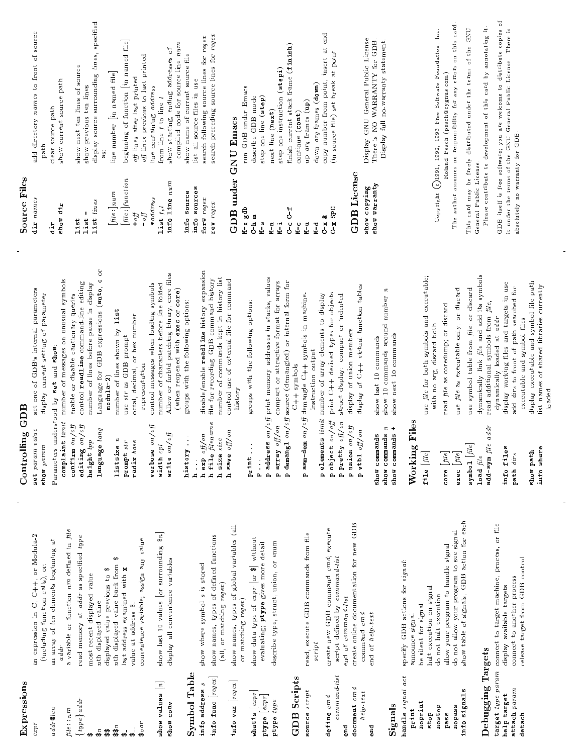## Expressions

| | |
|---|---|
| *expr* | an expression in C, C++, or Modula-2 (including function calls), or: |
| *addr*@*len* | an array of *len* elements beginning at *addr* |
| *file*::*nm* | a variable or function *nm* defined in *file* |
| {*type*}*addr* | read memory at *addr* as specified *type* |
| $ | most recent displayed value |
| $*n* | *n*th displayed value |
| $$ | displayed value previous to $ |
| $$*n* | *n*th displayed value back from $ |
| $_ | last address examined with **x** |
| $__ | value at address $_ |
| $*var* | convenience variable; assign any value |
| **show values** [*n*] | show last 10 values [or surrounding $*n*] |
| **show conv** | display all convenience variables |

## Symbol Table

| | |
|---|---|
| **info address** *s* | show where symbol *s* is stored |
| **info func** [*regex*] | show names, types of defined functions (all, or matching *regex*) |
| **info var** [*regex*] | show names, types of global variables (all, or matching *regex*) |
| **whatis** [*expr*] | show data type of *expr* [or **$**] without evaluating; **ptype** gives more detail |
| **ptype** [*expr*] | |
| **ptype** *type* | describe type, struct, union, or enum |

## GDB Scripts

| | |
|---|---|
| **source** *script* | read, execute GDB commands from file *script* |
| **define** *cmd* *command-list* | create new GDB command *cmd*; execute script defined by *command-list* |
| **end** | end of *command-list* |
| **document** *cmd* *help-text* | create online documentation for new GDB command *cmd* |
| **end** | end of *help-text* |

## Signals

| | |
|---|---|
| **handle** *signal act* | specify GDB actions for *signal*: |
| **print** | announce signal |
| **noprint** | be silent for signal |
| **stop** | halt execution on signal |
| **nostop** | do not halt execution |
| **pass** | allow your program to handle signal |
| **nopass** | do not allow your program to see signal |
| **info signals** | show table of signals, GDB action for each |

## Debugging Targets

| | |
|---|---|
| **target** *type param* | connect to target machine, process, or file |
| **help target** | display available targets |
| **attach** *param* | connect to another process |
| **detach** | release target from GDB control |

## Controlling GDB

| | |
|---|---|
| **set** *param value* | set one of GDB's internal parameters |
| **show** *param* | display current setting of parameter |

Parameters understood by **set** and **show**:

| | |
|---|---|
| **complaint** *limit* | number of messages on unusual symbols |
| **confirm** *on/off* | enable or disable cautionary queries |
| **editing** *on/off* | control **readline** command-line editing |
| **height** *lpp* | number of lines before pause in display |
| **language** *lang* | Language for GDB expressions (**auto**, **c** or **modula-2**) |
| **listsize** *n* | number of lines shown by **list** |
| **prompt** *str* | use *str* as GDB prompt |
| **radix** *base* | octal, decimal, or hex number representation |
| **verbose** *on/off* | control messages when loading symbols |
| **width** *cpl* | number of characters before line folded |
| **write** *on/off* | Allow or forbid patching binary, core files (when reopened with **exec** or **core**) |
| **history** ... | groups with the following options: |
| **h** ... | |
| **h exp** *off/on* | disable/enable **readline** history expansion |
| **h file** *filename* | file for recording GDB command history |
| **h size** *size* | number of commands kept in history list |
| **h save** *off/on* | control use of external file for command history |
| **print** ... | groups with the following options: |
| **p** ... | |
| **p address** *on/off* | print memory addresses in stacks, values |
| **p array** *off/on* | compact or attractive format for arrays |
| **p demangl** *on/off* | source (demangled) or internal form for C++ symbols |
| **p asm-dem** *on/off* | demangle C++ symbols in machine-instruction output |
| **p elements** *limit* | number of array elements to display |
| **p object** *on/off* | print C++ derived types for objects |
| **p pretty** *off/on* | struct display: compact or indented |
| **p union** *on/off* | display of union members |
| **p vtbl** *off/on* | display of C++ virtual function tables |
| **show commands** | show last 10 commands |
| **show commands** *n* | show 10 commands around number *n* |
| **show commands +** | show next 10 commands |

## Working Files

| | |
|---|---|
| **file** [*file*] | use *file* for both symbols and executable; with no arg, discard both |
| **core** [*file*] | read *file* as coredump; or discard |
| **exec** [*file*] | use *file* as executable only; or discard |
| **symbol** [*file*] | use symbol table from *file*; or discard |
| **load** *file* | dynamically link *file* and add its symbols |
| **add-sym** *file addr* | read additional symbols from *file*, dynamically loaded at *addr* |
| **info files** | display working files and targets in use |
| **path** *dirs* | add *dirs* to front of path searched for executable and symbol files |
| **show path** | display executable and symbol file path |
| **info share** | list names of shared libraries currently loaded |

## Source Files

| | |
|---|---|
| **dir** *names* | add directory *names* to front of source path |
| **dir** | clear source path |
| **show dir** | show current source path |
| **list** | show next ten lines of source |
| **list -** | show previous ten lines |
| **list** *lines* | display source surrounding *lines*, specified as: |
| [*file*:]*num* | line number [in named file] |
| [*file*:]*function* | beginning of function [in named file] |
| **+***off* | *off* lines after last printed |
| **-***off* | *off* lines previous to last printed |
| **\****address* | line containing *address* |
| **list** *f*,*l* | from line *f* to line *l* |
| **info line** *num* | show starting, ending addresses of compiled code for source line *num* |
| **info source** | show name of current source file |
| **info sources** | list all source files in use |
| **forw** *regex* | search following source lines for *regex* |
| **rev** *regex* | search preceding source lines for *regex* |

## GDB under GNU Emacs

| | |
|---|---|
| **M-x gdb** | run GDB under Emacs |
| **C-h m** | describe GDB mode |
| **M-s** | step one line (**step**) |
| **M-n** | next line (**next**) |
| **M-i** | step one instruction (**stepi**) |
| **C-c C-f** | finish current stack frame (**finish**) |
| **M-c** | continue (**cont**) |
| **M-u** | up *arg* frames (**up**) |
| **M-d** | down *arg* frames (**down**) |
| **C-x &** | copy number from point, insert at end |
| **C-x SPC** | (in source file) set break at point |

## GDB License

| | |
|---|---|
| **show copying** | Display GNU General Public License |
| **show warranty** | There is NO WARRANTY for GDB. Display full no-warranty statement. |

Copyright ©1991, 1992, 1993 Free Software Foundation, Inc. Roland Pesch (pesch@cygnus.com)

The author assumes no responsibility for any errors on this card.

This card may be freely distributed under the terms of the GNU General Public License.

Please contribute to development of this card by annotating it.

GDB itself is free software; you are welcome to distribute copies of it under the terms of the GNU General Public License. There is absolutely no warranty for GDB.